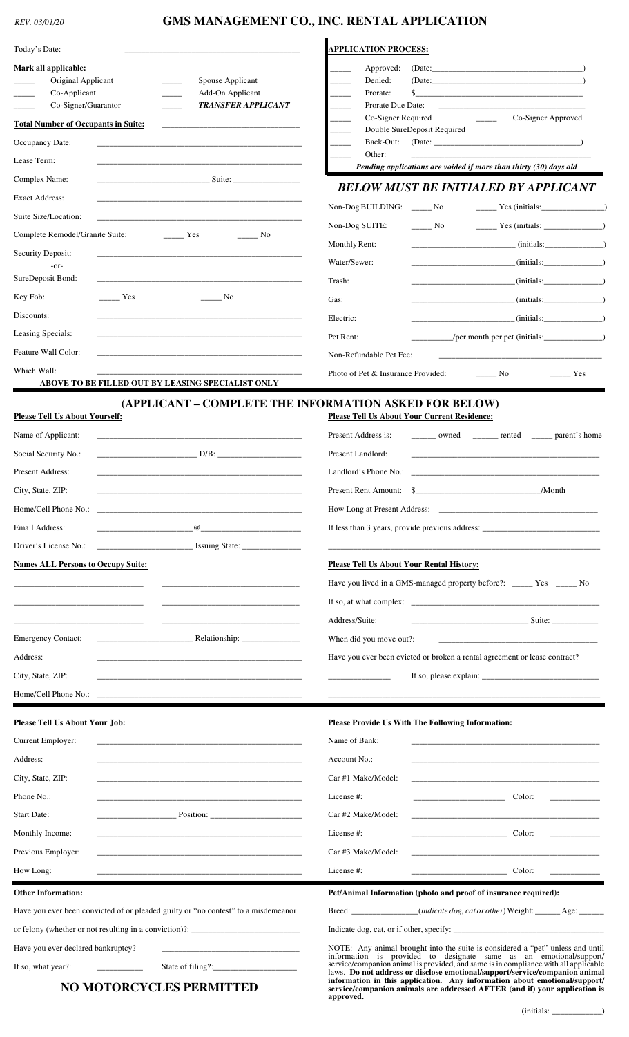REV. 03/01/20

# GMS MANAGEMENT CO., INC. RENTAL APPLICATION

Today's Date: ______________________________

**Mark all applicable:**

_____ Original Applicant _____ Spouse Applicant
_____ Co-Applicant _____ Add-On Applicant
_____ Co-Signer/Guarantor _____ ***TRANSFER APPLICANT***

**Total Number of Occupants in Suite:** ______________________________

Occupancy Date: ______________________________

Lease Term: ______________________________

Complex Name: ____________________ Suite: ____________

Exact Address: ______________________________

Suite Size/Location: ______________________________

Complete Remodel/Granite Suite: _____ Yes _____ No

Security Deposit: ______________________________
-or-
SureDeposit Bond: ______________________________

Key Fob: _____ Yes _____ No

Discounts: ______________________________

Leasing Specials: ______________________________

Feature Wall Color: ______________________________

Which Wall: ______________________________

**ABOVE TO BE FILLED OUT BY LEASING SPECIALIST ONLY**

**APPLICATION PROCESS:**

_____ Approved: (Date:______________________________)
_____ Denied: (Date:______________________________)
_____ Prorate: $______________________________
_____ Prorate Due Date: ______________________________
_____ Co-Signer Required _____ Co-Signer Approved
_____ Double SureDeposit Required
_____ Back-Out: (Date: ______________________________)
_____ Other: ______________________________

***Pending applications are voided if more than thirty (30) days old***

## *BELOW MUST BE INITIALED BY APPLICANT*

Non-Dog BUILDING: _____ No _____ Yes (initials:____________)

Non-Dog SUITE: _____ No _____ Yes (initials: ____________)

Monthly Rent: ____________________ (initials:____________)

Water/Sewer: ____________________ (initials:____________)

Trash: ____________________ (initials:____________)

Gas: ____________________ (initials:____________)

Electric: ____________________ (initials:____________)

Pet Rent: __________/per month per pet (initials:____________)

Non-Refundable Pet Fee: ______________________________

Photo of Pet & Insurance Provided: _____ No _____ Yes

## (APPLICANT – COMPLETE THE INFORMATION ASKED FOR BELOW)

**Please Tell Us About Yourself:**

Name of Applicant: ______________________________

Social Security No.: ____________________ D/B: ____________________

Present Address: ______________________________

City, State, ZIP: ______________________________

Home/Cell Phone No.: ______________________________

Email Address: ____________________@____________________

Driver's License No.: ____________________ Issuing State: ____________

**Names ALL Persons to Occupy Suite:**

____________________ ____________________
____________________ ____________________
____________________ ____________________

Emergency Contact: ____________________ Relationship: ____________

Address: ______________________________

City, State, ZIP: ______________________________

Home/Cell Phone No.: ______________________________

**Please Tell Us About Your Current Residence:**

Present Address is: ______ owned ______ rented _____ parent's home

Present Landlord: ______________________________

Landlord's Phone No.: ______________________________

Present Rent Amount: $____________________/Month

How Long at Present Address: ______________________________

If less than 3 years, provide previous address: ______________________________

______________________________

**Please Tell Us About Your Rental History:**

Have you lived in a GMS-managed property before?: _____ Yes _____ No

If so, at what complex: ______________________________

Address/Suite: ____________________ Suite: ____________

When did you move out?: ______________________________

Have you ever been evicted or broken a rental agreement or lease contract?

____________ If so, please explain: ______________________________

______________________________

**Please Tell Us About Your Job:**

Current Employer: ______________________________

Address: ______________________________

City, State, ZIP: ______________________________

Phone No.: ______________________________

Start Date: ____________________ Position: ____________________

Monthly Income: ______________________________

Previous Employer: ______________________________

How Long: ______________________________

**Please Provide Us With The Following Information:**

Name of Bank: ______________________________

Account No.: ______________________________

Car #1 Make/Model: ______________________________

License #: ____________________ Color: ____________

Car #2 Make/Model: ______________________________

License #: ____________________ Color: ____________

Car #3 Make/Model: ______________________________

License #: ____________________ Color: ____________

**Other Information:**

Have you ever been convicted of or pleaded guilty or "no contest" to a misdemeanor or felony (whether or not resulting in a conviction)?: ______________________________

Have you ever declared bankruptcy? ______________________________

If so, what year?: ____________ State of filing?:____________________

## NO MOTORCYCLES PERMITTED

**Pet/Animal Information (photo and proof of insurance required):**

Breed: ______________(*indicate dog, cat or other*) Weight: ______ Age: ______

Indicate dog, cat, or if other, specify: ______________________________

NOTE: Any animal brought into the suite is considered a "pet" unless and until information is provided to designate same as an emotional/support/service/companion animal is provided, and same is in compliance with all applicable laws. **Do not address or disclose emotional/support/service/companion animal information in this application. Any information about emotional/support/service/companion animals are addressed AFTER (and if) your application is approved.**

(initials: ____________)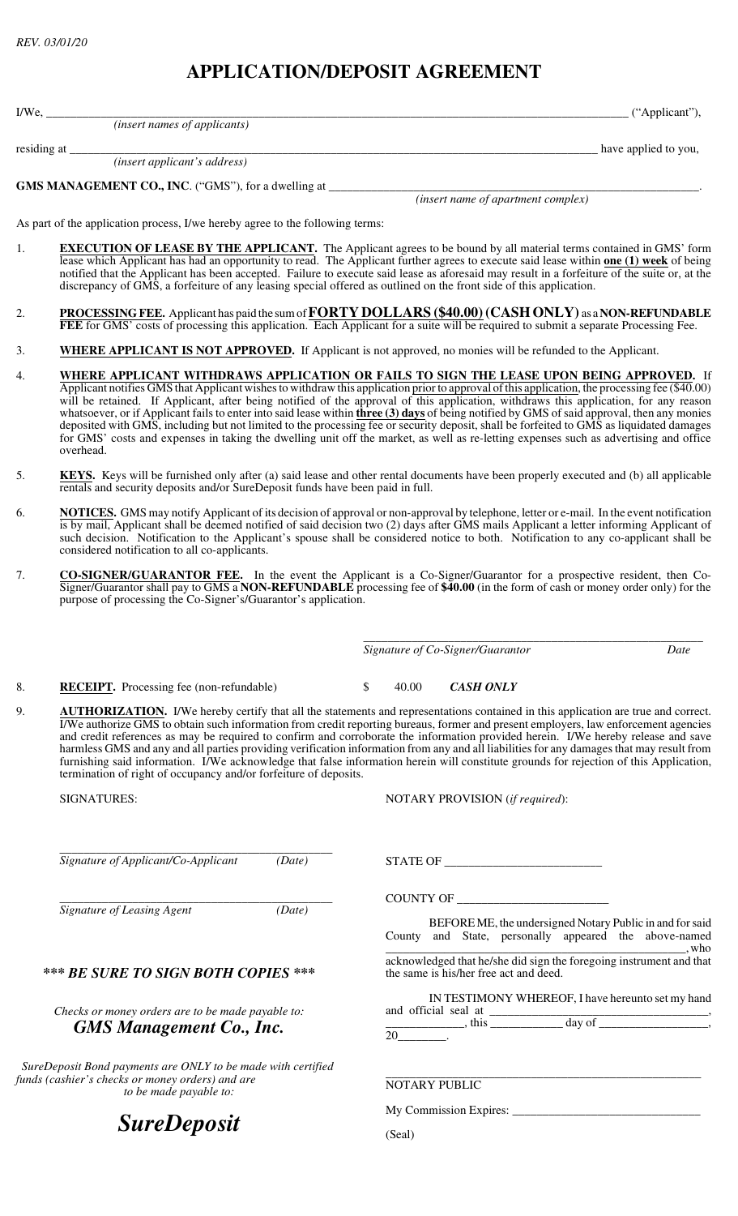*REV. 03/01/20*

# APPLICATION/DEPOSIT AGREEMENT

I/We, \_\_\_\_\_\_\_\_\_\_\_\_\_\_\_\_\_\_\_\_\_\_\_\_\_\_\_\_\_\_\_\_\_\_\_\_\_\_\_\_\_\_\_\_\_\_\_\_\_\_\_\_\_\_\_\_\_\_\_\_ ("Applicant"),
*(insert names of applicants)*

residing at \_\_\_\_\_\_\_\_\_\_\_\_\_\_\_\_\_\_\_\_\_\_\_\_\_\_\_\_\_\_\_\_\_\_\_\_\_\_\_\_\_\_\_\_\_\_\_\_\_\_\_\_\_\_\_\_ have applied to you,
*(insert applicant's address)*

**GMS MANAGEMENT CO., INC**. ("GMS"), for a dwelling at \_\_\_\_\_\_\_\_\_\_\_\_\_\_\_\_\_\_\_\_\_\_\_\_\_\_\_\_\_\_\_\_\_\_\_\_\_\_\_\_.
*(insert name of apartment complex)*

As part of the application process, I/we hereby agree to the following terms:

1. **EXECUTION OF LEASE BY THE APPLICANT.** The Applicant agrees to be bound by all material terms contained in GMS' form lease which Applicant has had an opportunity to read. The Applicant further agrees to execute said lease within **one (1) week** of being notified that the Applicant has been accepted. Failure to execute said lease as aforesaid may result in a forfeiture of the suite or, at the discrepancy of GMS, a forfeiture of any leasing special offered as outlined on the front side of this application.

2. **PROCESSING FEE.** Applicant has paid the sum of **FORTY DOLLARS ($40.00) (CASH ONLY)** as a **NON-REFUNDABLE FEE** for GMS' costs of processing this application. Each Applicant for a suite will be required to submit a separate Processing Fee.

3. **WHERE APPLICANT IS NOT APPROVED.** If Applicant is not approved, no monies will be refunded to the Applicant.

4. **WHERE APPLICANT WITHDRAWS APPLICATION OR FAILS TO SIGN THE LEASE UPON BEING APPROVED.** If Applicant notifies GMS that Applicant wishes to withdraw this application prior to approval of this application, the processing fee ($40.00) will be retained. If Applicant, after being notified of the approval of this application, withdraws this application, for any reason whatsoever, or if Applicant fails to enter into said lease within **three (3) days** of being notified by GMS of said approval, then any monies deposited with GMS, including but not limited to the processing fee or security deposit, shall be forfeited to GMS as liquidated damages for GMS' costs and expenses in taking the dwelling unit off the market, as well as re-letting expenses such as advertising and office overhead.

5. **KEYS.** Keys will be furnished only after (a) said lease and other rental documents have been properly executed and (b) all applicable rentals and security deposits and/or SureDeposit funds have been paid in full.

6. **NOTICES.** GMS may notify Applicant of its decision of approval or non-approval by telephone, letter or e-mail. In the event notification is by mail, Applicant shall be deemed notified of said decision two (2) days after GMS mails Applicant a letter informing Applicant of such decision. Notification to the Applicant's spouse shall be considered notice to both. Notification to any co-applicant shall be considered notification to all co-applicants.

7. **CO-SIGNER/GUARANTOR FEE.** In the event the Applicant is a Co-Signer/Guarantor for a prospective resident, then Co-Signer/Guarantor shall pay to GMS a **NON-REFUNDABLE** processing fee of **$40.00** (in the form of cash or money order only) for the purpose of processing the Co-Signer's/Guarantor's application.

\_\_\_\_\_\_\_\_\_\_\_\_\_\_\_\_\_\_\_\_\_\_\_\_\_\_\_\_\_\_\_\_\_\_\_\_\_\_\_\_\_\_\_\_
*Signature of Co-Signer/Guarantor* *Date*

8. **RECEIPT.** Processing fee (non-refundable) $ 40.00 ***CASH ONLY***

9. **AUTHORIZATION.** I/We hereby certify that all the statements and representations contained in this application are true and correct. I/We authorize GMS to obtain such information from credit reporting bureaus, former and present employers, law enforcement agencies and credit references as may be required to confirm and corroborate the information provided herein. I/We hereby release and save harmless GMS and any and all parties providing verification information from any and all liabilities for any damages that may result from furnishing said information. I/We acknowledge that false information herein will constitute grounds for rejection of this Application, termination of right of occupancy and/or forfeiture of deposits.

SIGNATURES:

\_\_\_\_\_\_\_\_\_\_\_\_\_\_\_\_\_\_\_\_\_\_\_\_\_\_\_\_\_\_\_\_\_\_\_\_\_\_\_\_
*Signature of Applicant/Co-Applicant* *(Date)*

\_\_\_\_\_\_\_\_\_\_\_\_\_\_\_\_\_\_\_\_\_\_\_\_\_\_\_\_\_\_\_\_\_\_\_\_\_\_\_\_
*Signature of Leasing Agent* *(Date)*

***\*\*\* BE SURE TO SIGN BOTH COPIES \*\*\****

*Checks or money orders are to be made payable to:*
***GMS Management Co., Inc.***

*SureDeposit Bond payments are ONLY to be made with certified funds (cashier's checks or money orders) and are to be made payable to:*

***SureDeposit***

NOTARY PROVISION (*if required*):

STATE OF \_\_\_\_\_\_\_\_\_\_\_\_\_\_\_\_\_\_\_\_\_\_\_\_

COUNTY OF \_\_\_\_\_\_\_\_\_\_\_\_\_\_\_\_\_\_\_\_\_\_\_\_

BEFORE ME, the undersigned Notary Public in and for said County and State, personally appeared the above-named \_\_\_\_\_\_\_\_\_\_\_\_\_\_\_\_\_\_\_\_\_\_\_\_\_\_\_\_\_\_\_\_\_\_\_\_\_\_\_\_, who acknowledged that he/she did sign the foregoing instrument and that the same is his/her free act and deed.

IN TESTIMONY WHEREOF, I have hereunto set my hand and official seal at \_\_\_\_\_\_\_\_\_\_\_\_\_\_\_\_\_\_\_\_\_\_\_\_\_\_\_\_\_\_\_\_, \_\_\_\_\_\_\_\_\_\_\_\_, this \_\_\_\_\_\_\_\_\_\_\_ day of \_\_\_\_\_\_\_\_\_\_\_\_\_\_\_\_, 20\_\_\_\_\_\_\_\_.

\_\_\_\_\_\_\_\_\_\_\_\_\_\_\_\_\_\_\_\_\_\_\_\_\_\_\_\_\_\_\_\_\_\_\_\_\_\_\_\_
NOTARY PUBLIC

My Commission Expires: \_\_\_\_\_\_\_\_\_\_\_\_\_\_\_\_\_\_\_\_\_\_\_\_\_\_\_\_

(Seal)